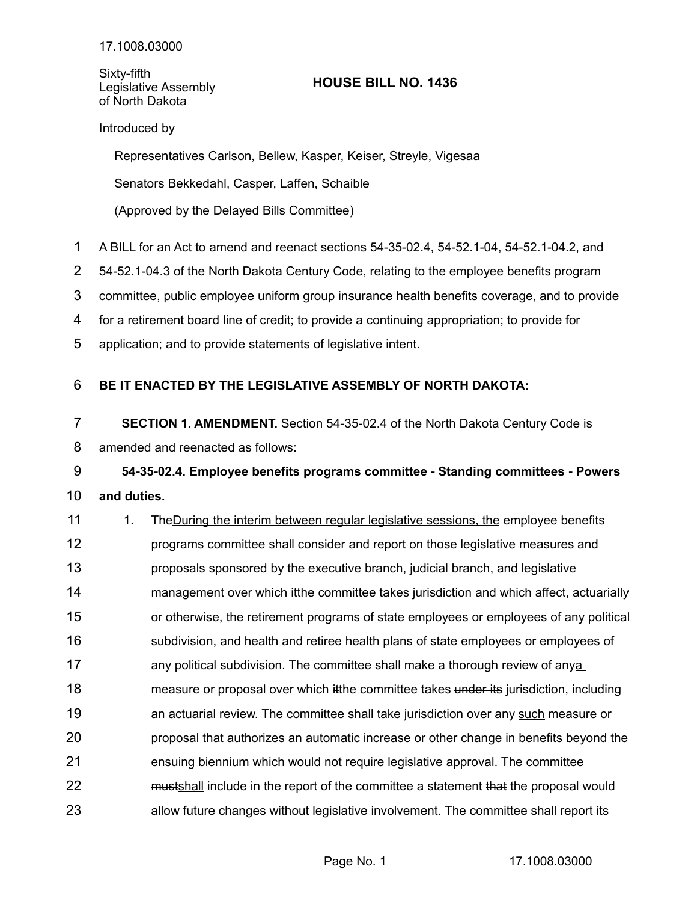17.1008.03000

Sixty-fifth Legislative Assembly of North Dakota

# HOUSE BILL NO. 1436

Introduced by

Representatives Carlson, Bellew, Kasper, Keiser, Streyle, Vigesaa

Senators Bekkedahl, Casper, Laffen, Schaible

(Approved by the Delayed Bills Committee)

A BILL for an Act to amend and reenact sections 54-35-02.4, 54-52.1-04, 54-52.1-04.2, and 54-52.1-04.3 of the North Dakota Century Code, relating to the employee benefits program committee, public employee uniform group insurance health benefits coverage, and to provide for a retirement board line of credit; to provide a continuing appropriation; to provide for application; and to provide statements of legislative intent.

**BE IT ENACTED BY THE LEGISLATIVE ASSEMBLY OF NORTH DAKOTA:**

**SECTION 1. AMENDMENT.** Section 54-35-02.4 of the North Dakota Century Code is amended and reenacted as follows:

**54-35-02.4. Employee benefits programs committee - Standing committees - Powers and duties.**

1. ~~The~~During the interim between regular legislative sessions, the employee benefits programs committee shall consider and report on ~~those~~ legislative measures and proposals sponsored by the executive branch, judicial branch, and legislative management over which ~~it~~the committee takes jurisdiction and which affect, actuarially or otherwise, the retirement programs of state employees or employees of any political subdivision, and health and retiree health plans of state employees or employees of any political subdivision. The committee shall make a thorough review of ~~any~~a measure or proposal over which ~~it~~the committee takes ~~under its~~ jurisdiction, including an actuarial review. The committee shall take jurisdiction over any such measure or proposal that authorizes an automatic increase or other change in benefits beyond the ensuing biennium which would not require legislative approval. The committee ~~must~~shall include in the report of the committee a statement ~~that~~ the proposal would allow future changes without legislative involvement. The committee shall report its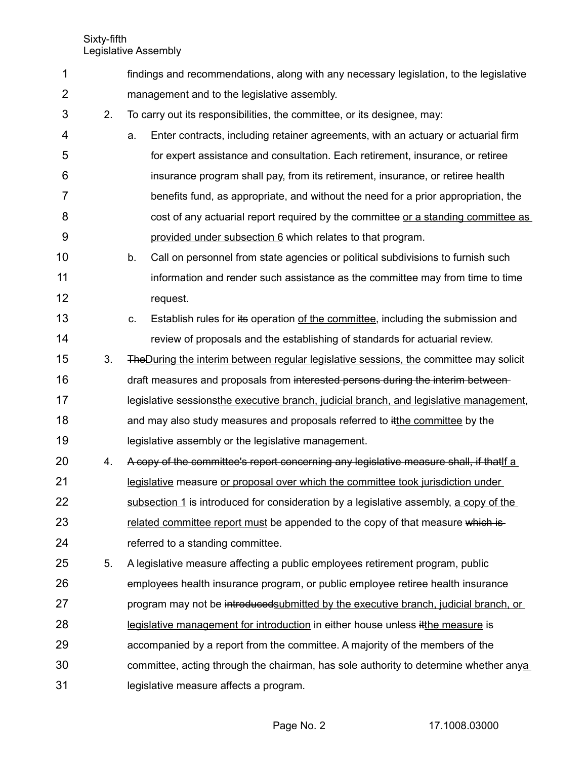findings and recommendations, along with any necessary legislation, to the legislative management and to the legislative assembly.

2. To carry out its responsibilities, the committee, or its designee, may:

   a. Enter contracts, including retainer agreements, with an actuary or actuarial firm for expert assistance and consultation. Each retirement, insurance, or retiree insurance program shall pay, from its retirement, insurance, or retiree health benefits fund, as appropriate, and without the need for a prior appropriation, the cost of any actuarial report required by the committee <u>or a standing committee as provided under subsection 6</u> which relates to that program.

   b. Call on personnel from state agencies or political subdivisions to furnish such information and render such assistance as the committee may from time to time request.

   c. Establish rules for ~~its~~ operation <u>of the committee</u>, including the submission and review of proposals and the establishing of standards for actuarial review.

3. ~~The~~<u>During the interim between regular legislative sessions, the</u> committee may solicit draft measures and proposals from ~~interested persons during the interim between legislative sessions~~<u>the executive branch, judicial branch, and legislative management</u>, and may also study measures and proposals referred to ~~it~~<u>the committee</u> by the legislative assembly or the legislative management.

4. ~~A copy of the committee's report concerning any legislative measure shall, if that~~<u>If a legislative</u> measure <u>or proposal over which the committee took jurisdiction under subsection 1</u> is introduced for consideration by a legislative assembly, <u>a copy of the related committee report must</u> be appended to the copy of that measure ~~which is~~ referred to a standing committee.

5. A legislative measure affecting a public employees retirement program, public employees health insurance program, or public employee retiree health insurance program may not be ~~introduced~~<u>submitted by the executive branch, judicial branch, or legislative management for introduction</u> in either house unless ~~it~~<u>the measure</u> is accompanied by a report from the committee. A majority of the members of the committee, acting through the chairman, has sole authority to determine whether ~~any~~<u>a</u> legislative measure affects a program.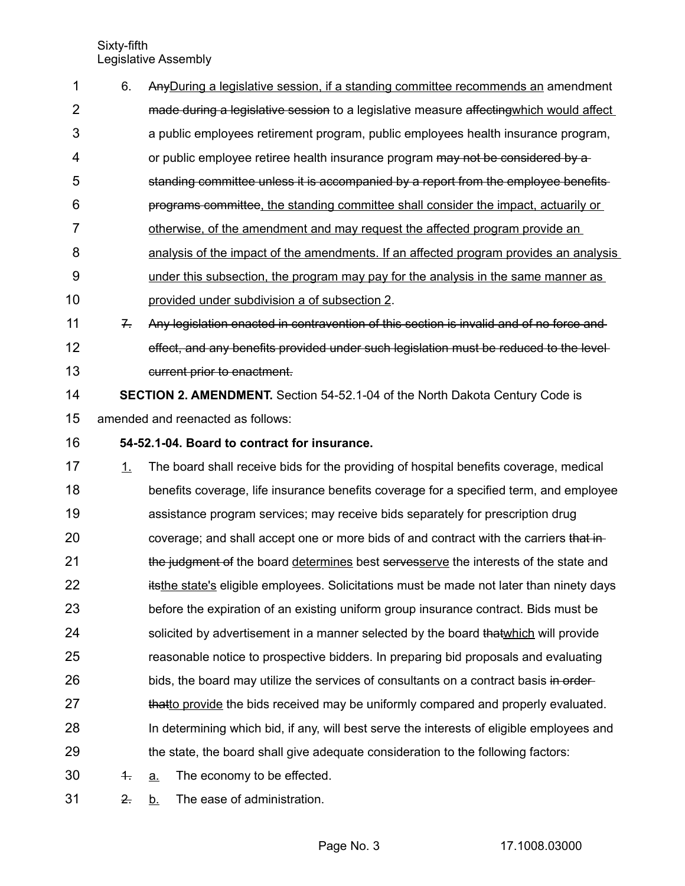6. ~~Any~~<u>During a legislative session, if a standing committee recommends an</u> amendment ~~made during a legislative session~~ to a legislative measure ~~affecting~~<u>which would affect</u> a public employees retirement program, public employees health insurance program, or public employee retiree health insurance program ~~may not be considered by a standing committee unless it is accompanied by a report from the employee benefits programs committee~~<u>, the standing committee shall consider the impact, actuarily or otherwise, of the amendment and may request the affected program provide an analysis of the impact of the amendments. If an affected program provides an analysis under this subsection, the program may pay for the analysis in the same manner as provided under subdivision a of subsection 2</u>.

~~7. Any legislation enacted in contravention of this section is invalid and of no force and effect, and any benefits provided under such legislation must be reduced to the level current prior to enactment.~~

**SECTION 2. AMENDMENT.** Section 54-52.1-04 of the North Dakota Century Code is amended and reenacted as follows:

**54-52.1-04. Board to contract for insurance.**

<u>1.</u> The board shall receive bids for the providing of hospital benefits coverage, medical benefits coverage, life insurance benefits coverage for a specified term, and employee assistance program services; may receive bids separately for prescription drug coverage; and shall accept one or more bids of and contract with the carriers ~~that in the judgment of~~ the board <u>determines</u> best ~~serves~~<u>serve</u> the interests of the state and ~~its~~<u>the state's</u> eligible employees. Solicitations must be made not later than ninety days before the expiration of an existing uniform group insurance contract. Bids must be solicited by advertisement in a manner selected by the board ~~that~~<u>which</u> will provide reasonable notice to prospective bidders. In preparing bid proposals and evaluating bids, the board may utilize the services of consultants on a contract basis ~~in order that~~<u>to provide</u> the bids received may be uniformly compared and properly evaluated. In determining which bid, if any, will best serve the interests of eligible employees and the state, the board shall give adequate consideration to the following factors:

~~1.~~ <u>a.</u> The economy to be effected.

~~2.~~ <u>b.</u> The ease of administration.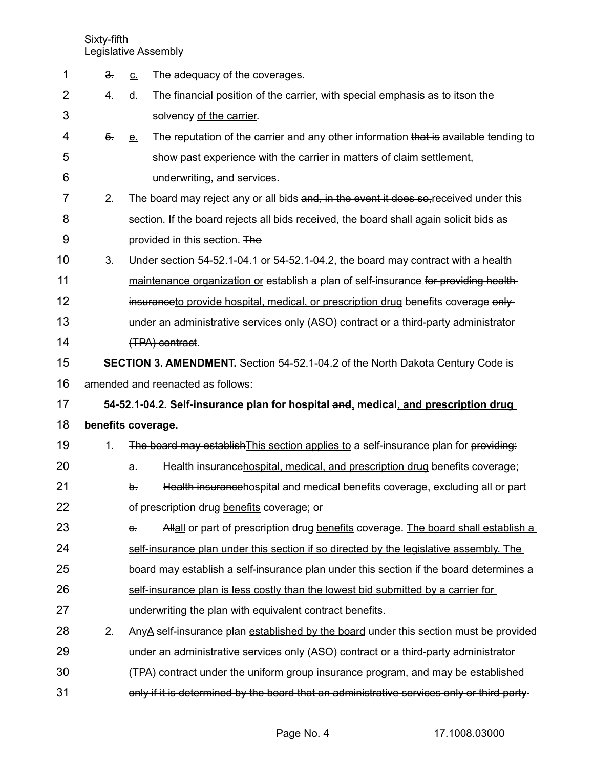3. c. The adequacy of the coverages.

4. d. The financial position of the carrier, with special emphasis as to itson the solvency of the carrier.

5. e. The reputation of the carrier and any other information that is available tending to show past experience with the carrier in matters of claim settlement, underwriting, and services.

2. The board may reject any or all bids and, in the event it does so,received under this section. If the board rejects all bids received, the board shall again solicit bids as provided in this section. The

3. Under section 54-52.1-04.1 or 54-52.1-04.2, the board may contract with a health maintenance organization or establish a plan of self-insurance for providing health insuranceto provide hospital, medical, or prescription drug benefits coverage only under an administrative services only (ASO) contract or a third-party administrator (TPA) contract.

**SECTION 3. AMENDMENT.** Section 54-52.1-04.2 of the North Dakota Century Code is amended and reenacted as follows:

**54-52.1-04.2. Self-insurance plan for hospital and, medical, and prescription drug benefits coverage.**

1. The board may establishThis section applies to a self-insurance plan for providing:

   a. Health insurancehospital, medical, and prescription drug benefits coverage;

   b. Health insurancehospital and medical benefits coverage, excluding all or part of prescription drug benefits coverage; or

   c. Allall or part of prescription drug benefits coverage. The board shall establish a self-insurance plan under this section if so directed by the legislative assembly. The board may establish a self-insurance plan under this section if the board determines a self-insurance plan is less costly than the lowest bid submitted by a carrier for underwriting the plan with equivalent contract benefits.

2. AnyA self-insurance plan established by the board under this section must be provided under an administrative services only (ASO) contract or a third-party administrator (TPA) contract under the uniform group insurance program, and may be established only if it is determined by the board that an administrative services only or third-party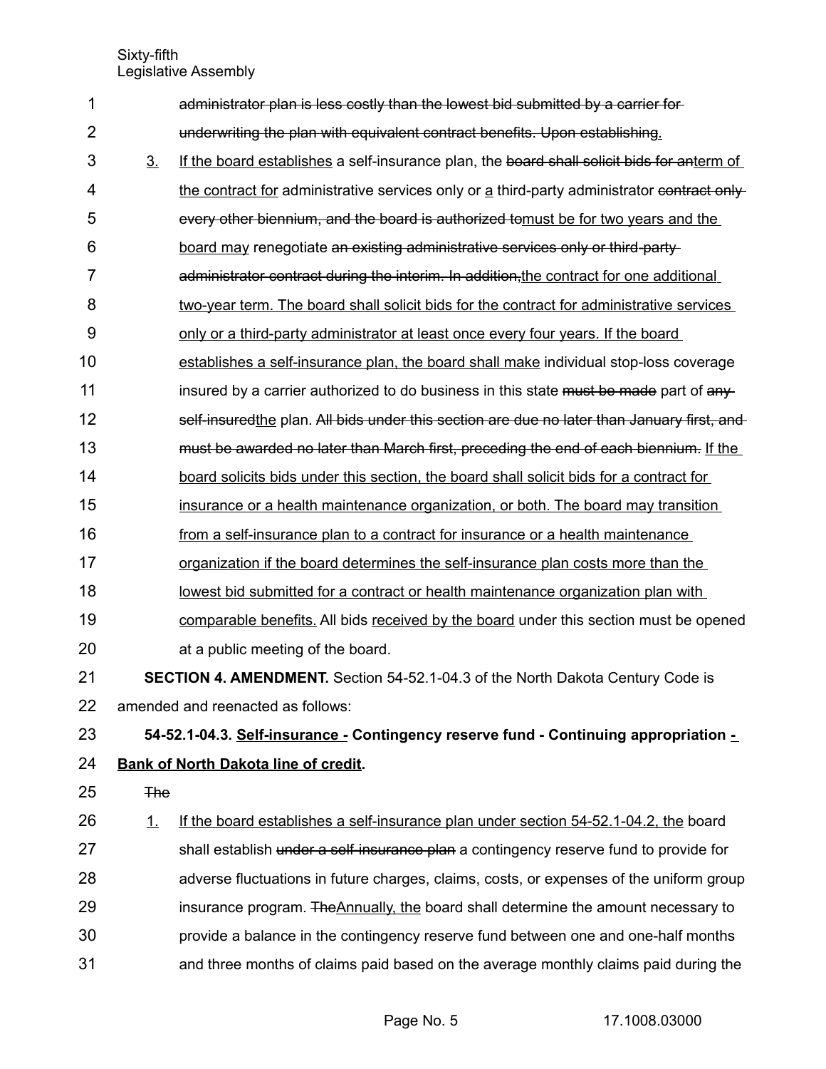administrator plan is less costly than the lowest bid submitted by a carrier for underwriting the plan with equivalent contract benefits. Upon establishing.

3. If the board establishes a self-insurance plan, the board shall solicit bids for anterm of the contract for administrative services only or a third-party administrator contract only every other biennium, and the board is authorized tomust be for two years and the board may renegotiate an existing administrative services only or third-party administrator contract during the interim. In addition,the contract for one additional two-year term. The board shall solicit bids for the contract for administrative services only or a third-party administrator at least once every four years. If the board establishes a self-insurance plan, the board shall make individual stop-loss coverage insured by a carrier authorized to do business in this state must be made part of any self-insuredthe plan. All bids under this section are due no later than January first, and must be awarded no later than March first, preceding the end of each biennium. If the board solicits bids under this section, the board shall solicit bids for a contract for insurance or a health maintenance organization, or both. The board may transition from a self-insurance plan to a contract for insurance or a health maintenance organization if the board determines the self-insurance plan costs more than the lowest bid submitted for a contract or health maintenance organization plan with comparable benefits. All bids received by the board under this section must be opened at a public meeting of the board.

**SECTION 4. AMENDMENT.** Section 54-52.1-04.3 of the North Dakota Century Code is amended and reenacted as follows:

**54-52.1-04.3. Self-insurance - Contingency reserve fund - Continuing appropriation - Bank of North Dakota line of credit.**

The

1. If the board establishes a self-insurance plan under section 54-52.1-04.2, the board shall establish under a self-insurance plan a contingency reserve fund to provide for adverse fluctuations in future charges, claims, costs, or expenses of the uniform group insurance program. TheAnnually, the board shall determine the amount necessary to provide a balance in the contingency reserve fund between one and one-half months and three months of claims paid based on the average monthly claims paid during the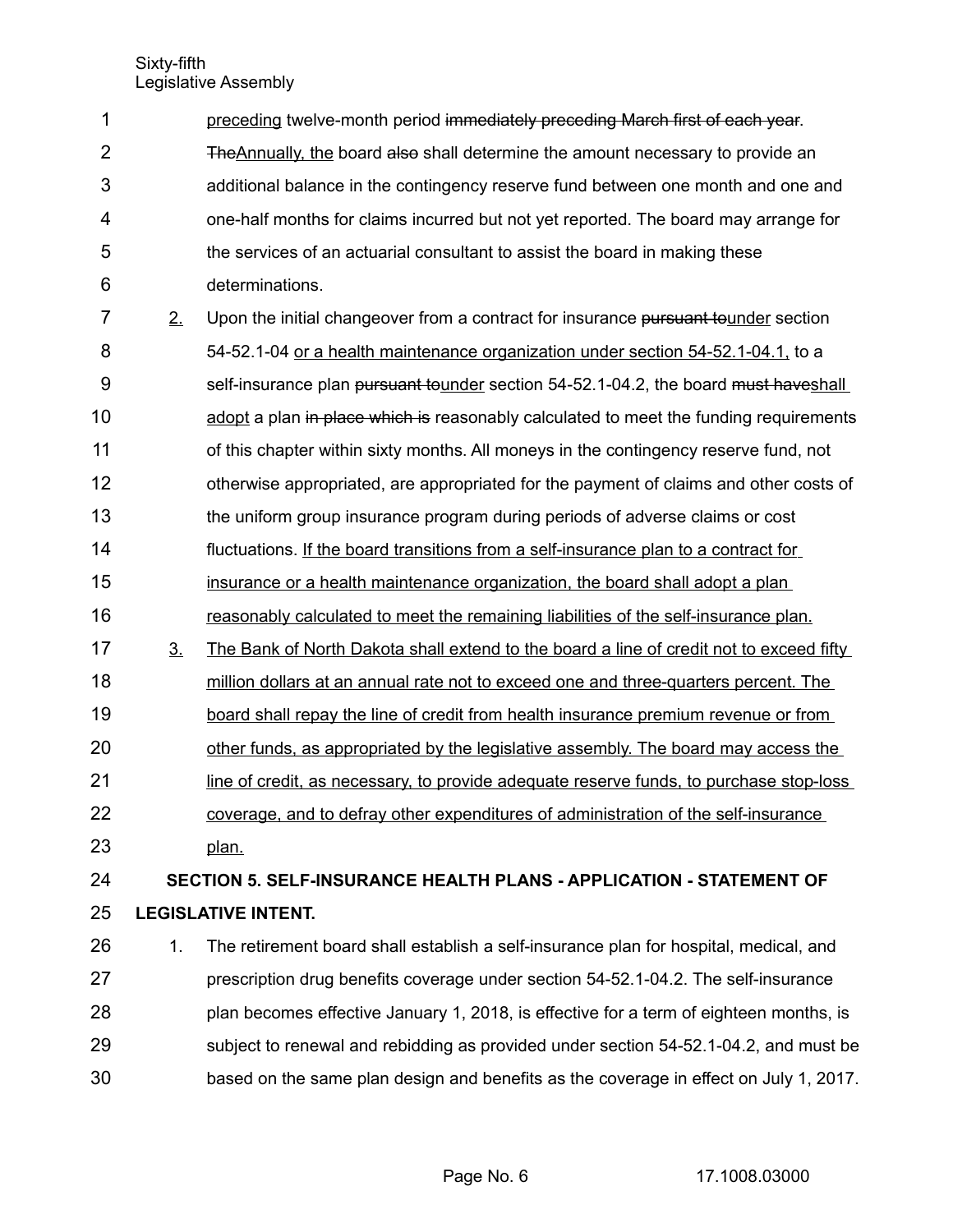preceding twelve-month period ~~immediately preceding March first of each year~~. ~~The~~Annually, the board ~~also~~ shall determine the amount necessary to provide an additional balance in the contingency reserve fund between one month and one and one-half months for claims incurred but not yet reported. The board may arrange for the services of an actuarial consultant to assist the board in making these determinations.

2. Upon the initial changeover from a contract for insurance ~~pursuant to~~under section 54-52.1-04 or a health maintenance organization under section 54-52.1-04.1, to a self-insurance plan ~~pursuant to~~under section 54-52.1-04.2, the board ~~must have~~shall adopt a plan ~~in place which is~~ reasonably calculated to meet the funding requirements of this chapter within sixty months. All moneys in the contingency reserve fund, not otherwise appropriated, are appropriated for the payment of claims and other costs of the uniform group insurance program during periods of adverse claims or cost fluctuations. If the board transitions from a self-insurance plan to a contract for insurance or a health maintenance organization, the board shall adopt a plan reasonably calculated to meet the remaining liabilities of the self-insurance plan.

3. The Bank of North Dakota shall extend to the board a line of credit not to exceed fifty million dollars at an annual rate not to exceed one and three-quarters percent. The board shall repay the line of credit from health insurance premium revenue or from other funds, as appropriated by the legislative assembly. The board may access the line of credit, as necessary, to provide adequate reserve funds, to purchase stop-loss coverage, and to defray other expenditures of administration of the self-insurance plan.

**SECTION 5. SELF-INSURANCE HEALTH PLANS - APPLICATION - STATEMENT OF LEGISLATIVE INTENT.**

1. The retirement board shall establish a self-insurance plan for hospital, medical, and prescription drug benefits coverage under section 54-52.1-04.2. The self-insurance plan becomes effective January 1, 2018, is effective for a term of eighteen months, is subject to renewal and rebidding as provided under section 54-52.1-04.2, and must be based on the same plan design and benefits as the coverage in effect on July 1, 2017.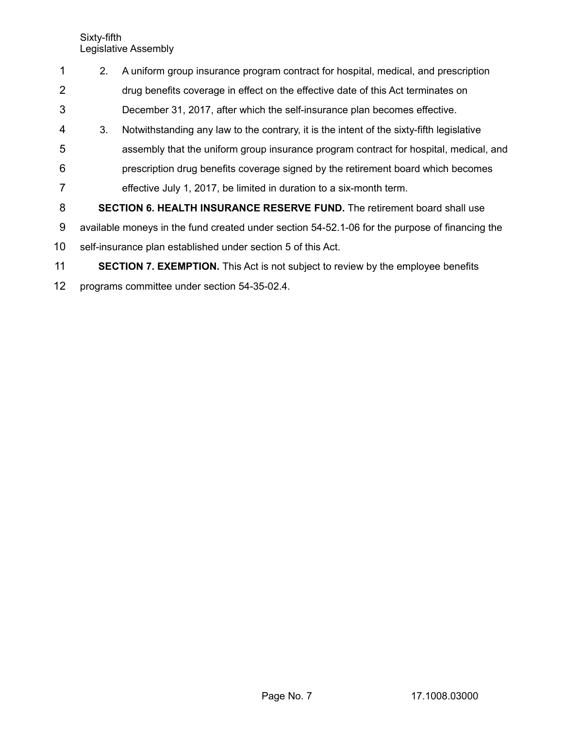2. A uniform group insurance program contract for hospital, medical, and prescription drug benefits coverage in effect on the effective date of this Act terminates on December 31, 2017, after which the self-insurance plan becomes effective.

3. Notwithstanding any law to the contrary, it is the intent of the sixty-fifth legislative assembly that the uniform group insurance program contract for hospital, medical, and prescription drug benefits coverage signed by the retirement board which becomes effective July 1, 2017, be limited in duration to a six-month term.

**SECTION 6. HEALTH INSURANCE RESERVE FUND.** The retirement board shall use available moneys in the fund created under section 54-52.1-06 for the purpose of financing the self-insurance plan established under section 5 of this Act.

**SECTION 7. EXEMPTION.** This Act is not subject to review by the employee benefits programs committee under section 54-35-02.4.